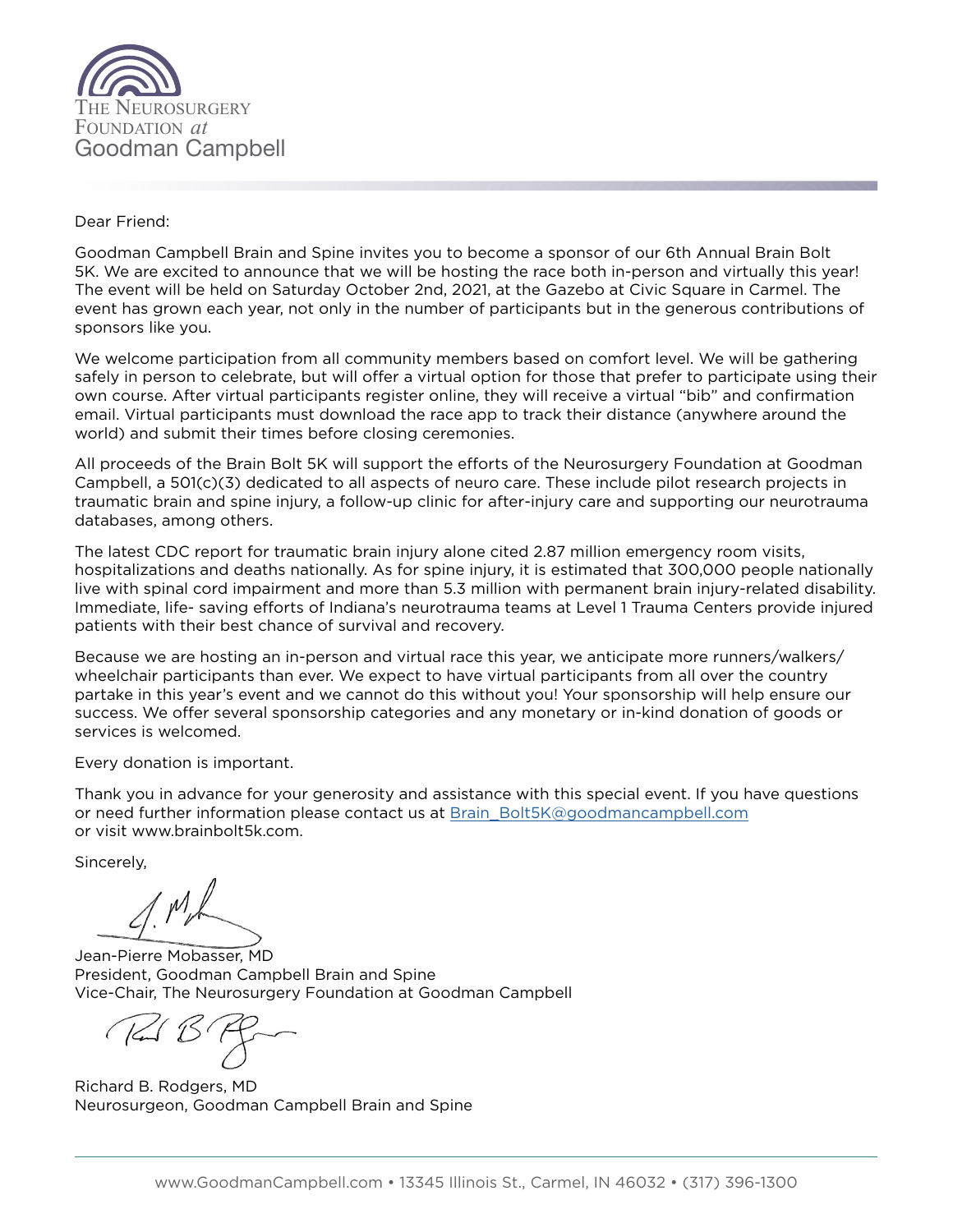The Neurosurgery Foundation *at* Goodman Campbell

Dear Friend:

Goodman Campbell Brain and Spine invites you to become a sponsor of our 6th Annual Brain Bolt 5K. We are excited to announce that we will be hosting the race both in-person and virtually this year! The event will be held on Saturday October 2nd, 2021, at the Gazebo at Civic Square in Carmel. The event has grown each year, not only in the number of participants but in the generous contributions of sponsors like you.

We welcome participation from all community members based on comfort level. We will be gathering safely in person to celebrate, but will offer a virtual option for those that prefer to participate using their own course. After virtual participants register online, they will receive a virtual "bib" and confirmation email. Virtual participants must download the race app to track their distance (anywhere around the world) and submit their times before closing ceremonies.

All proceeds of the Brain Bolt 5K will support the efforts of the Neurosurgery Foundation at Goodman Campbell, a 501(c)(3) dedicated to all aspects of neuro care. These include pilot research projects in traumatic brain and spine injury, a follow-up clinic for after-injury care and supporting our neurotrauma databases, among others.

The latest CDC report for traumatic brain injury alone cited 2.87 million emergency room visits, hospitalizations and deaths nationally. As for spine injury, it is estimated that 300,000 people nationally live with spinal cord impairment and more than 5.3 million with permanent brain injury-related disability. Immediate, life- saving efforts of Indiana's neurotrauma teams at Level 1 Trauma Centers provide injured patients with their best chance of survival and recovery.

Because we are hosting an in-person and virtual race this year, we anticipate more runners/walkers/wheelchair participants than ever. We expect to have virtual participants from all over the country partake in this year's event and we cannot do this without you! Your sponsorship will help ensure our success. We offer several sponsorship categories and any monetary or in-kind donation of goods or services is welcomed.

Every donation is important.

Thank you in advance for your generosity and assistance with this special event. If you have questions or need further information please contact us at Brain_Bolt5K@goodmancampbell.com or visit www.brainbolt5k.com.

Sincerely,

Jean-Pierre Mobasser, MD
President, Goodman Campbell Brain and Spine
Vice-Chair, The Neurosurgery Foundation at Goodman Campbell

Richard B. Rodgers, MD
Neurosurgeon, Goodman Campbell Brain and Spine

www.GoodmanCampbell.com • 13345 Illinois St., Carmel, IN 46032 • (317) 396-1300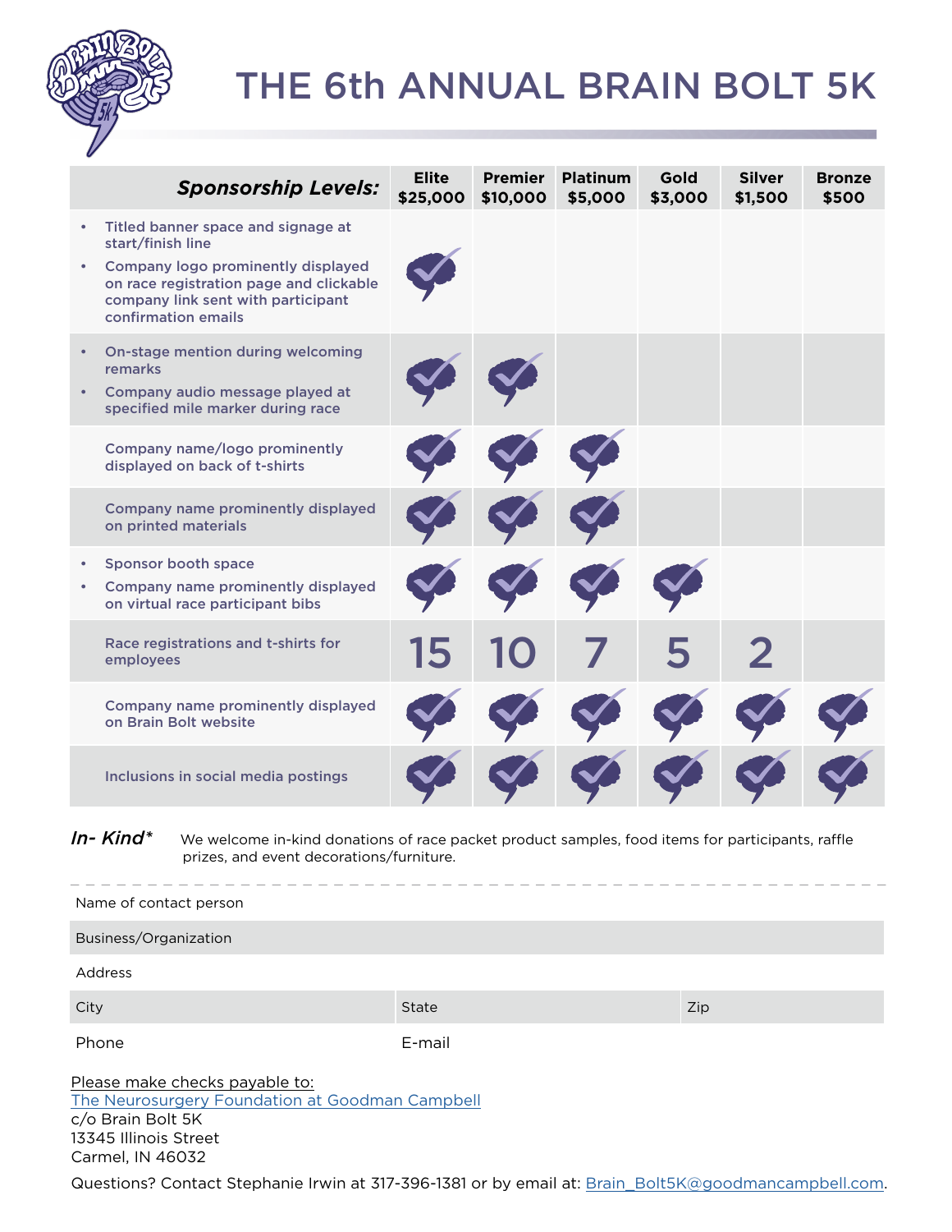# THE 6th ANNUAL BRAIN BOLT 5K

| ***Sponsorship Levels:*** | **Elite $25,000** | **Premier $10,000** | **Platinum $5,000** | **Gold $3,000** | **Silver $1,500** | **Bronze $500** |
|---|---|---|---|---|---|---|
| • Titled banner space and signage at start/finish line<br>• Company logo prominently displayed on race registration page and clickable company link sent with participant confirmation emails | ✓ | | | | | |
| • On-stage mention during welcoming remarks<br>• Company audio message played at specified mile marker during race | ✓ | ✓ | | | | |
| Company name/logo prominently displayed on back of t-shirts | ✓ | ✓ | ✓ | | | |
| Company name prominently displayed on printed materials | ✓ | ✓ | ✓ | | | |
| • Sponsor booth space<br>• Company name prominently displayed on virtual race participant bibs | ✓ | ✓ | ✓ | ✓ | | |
| Race registrations and t-shirts for employees | 15 | 10 | 7 | 5 | 2 | |
| Company name prominently displayed on Brain Bolt website | ✓ | ✓ | ✓ | ✓ | ✓ | ✓ |
| Inclusions in social media postings | ✓ | ✓ | ✓ | ✓ | ✓ | ✓ |

***In- Kind**** We welcome in-kind donations of race packet product samples, food items for participants, raffle prizes, and event decorations/furniture.

---

Name of contact person

Business/Organization

Address

City State Zip

Phone E-mail

Please make checks payable to:
The Neurosurgery Foundation at Goodman Campbell
c/o Brain Bolt 5K
13345 Illinois Street
Carmel, IN 46032

Questions? Contact Stephanie Irwin at 317-396-1381 or by email at: Brain_Bolt5K@goodmancampbell.com.